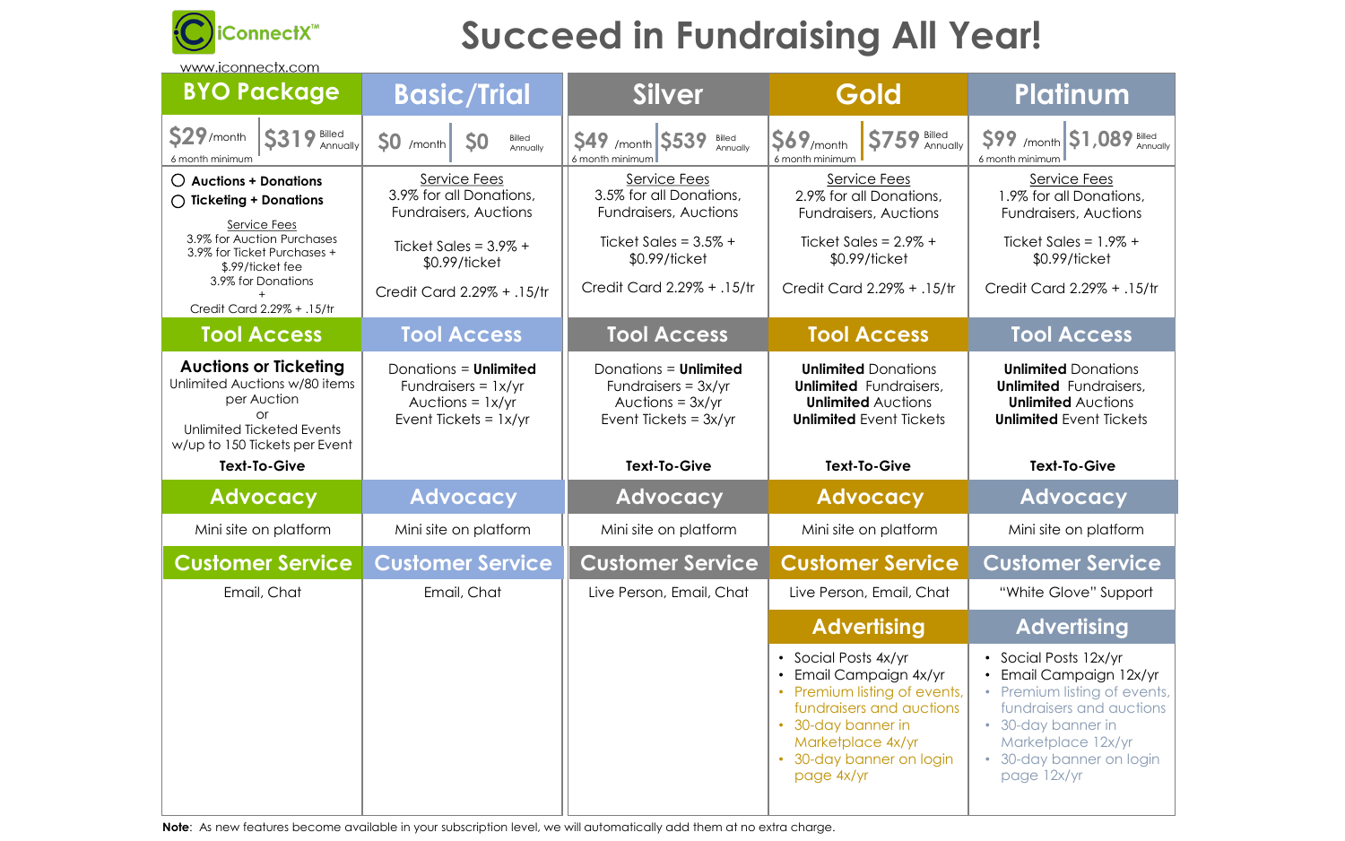iConnectX™

www.iconnectx.com

# Succeed in Fundraising All Year!

| BYO Package | Basic/Trial | Silver | Gold | Platinum |
|---|---|---|---|---|
| $29/month \| $319 Billed Annually<br>6 month minimum | $0 /month \| $0 Billed Annually | $49 /month \| $539 Billed Annually<br>6 month minimum | $69/month \| $759 Billed Annually<br>6 month minimum | $99 /month \| $1,089 Billed Annually<br>6 month minimum |
| ○ **Auctions + Donations**<br>○ **Ticketing + Donations**<br><br>Service Fees<br>3.9% for Auction Purchases<br>3.9% for Ticket Purchases + $.99/ticket fee<br>3.9% for Donations<br>+<br>Credit Card 2.29% + .15/tr | Service Fees<br>3.9% for all Donations, Fundraisers, Auctions<br><br>Ticket Sales = 3.9% + $0.99/ticket<br><br>Credit Card 2.29% + .15/tr | Service Fees<br>3.5% for all Donations, Fundraisers, Auctions<br><br>Ticket Sales = 3.5% + $0.99/ticket<br><br>Credit Card 2.29% + .15/tr | Service Fees<br>2.9% for all Donations, Fundraisers, Auctions<br><br>Ticket Sales = 2.9% + $0.99/ticket<br><br>Credit Card 2.29% + .15/tr | Service Fees<br>1.9% for all Donations, Fundraisers, Auctions<br><br>Ticket Sales = 1.9% + $0.99/ticket<br><br>Credit Card 2.29% + .15/tr |
| **Tool Access** | **Tool Access** | **Tool Access** | **Tool Access** | **Tool Access** |
| **Auctions or Ticketing**<br>Unlimited Auctions w/80 items per Auction<br>or<br>Unlimited Ticketed Events w/up to 150 Tickets per Event<br><br>**Text-To-Give** | Donations = **Unlimited**<br>Fundraisers = 1x/yr<br>Auctions = 1x/yr<br>Event Tickets = 1x/yr | Donations = **Unlimited**<br>Fundraisers = 3x/yr<br>Auctions = 3x/yr<br>Event Tickets = 3x/yr<br><br>**Text-To-Give** | **Unlimited** Donations<br>**Unlimited** Fundraisers,<br>**Unlimited** Auctions<br>**Unlimited** Event Tickets<br><br>**Text-To-Give** | **Unlimited** Donations<br>**Unlimited** Fundraisers,<br>**Unlimited** Auctions<br>**Unlimited** Event Tickets<br><br>**Text-To-Give** |
| **Advocacy** | **Advocacy** | **Advocacy** | **Advocacy** | **Advocacy** |
| Mini site on platform | Mini site on platform | Mini site on platform | Mini site on platform | Mini site on platform |
| **Customer Service** | **Customer Service** | **Customer Service** | **Customer Service** | **Customer Service** |
| Email, Chat | Email, Chat | Live Person, Email, Chat | Live Person, Email, Chat | "White Glove" Support |
| | | | **Advertising** | **Advertising** |
| | | | • Social Posts 4x/yr<br>• Email Campaign 4x/yr<br>• Premium listing of events, fundraisers and auctions<br>• 30-day banner in Marketplace 4x/yr<br>• 30-day banner on login page 4x/yr | • Social Posts 12x/yr<br>• Email Campaign 12x/yr<br>• Premium listing of events, fundraisers and auctions<br>• 30-day banner in Marketplace 12x/yr<br>• 30-day banner on login page 12x/yr |

**Note**: As new features become available in your subscription level, we will automatically add them at no extra charge.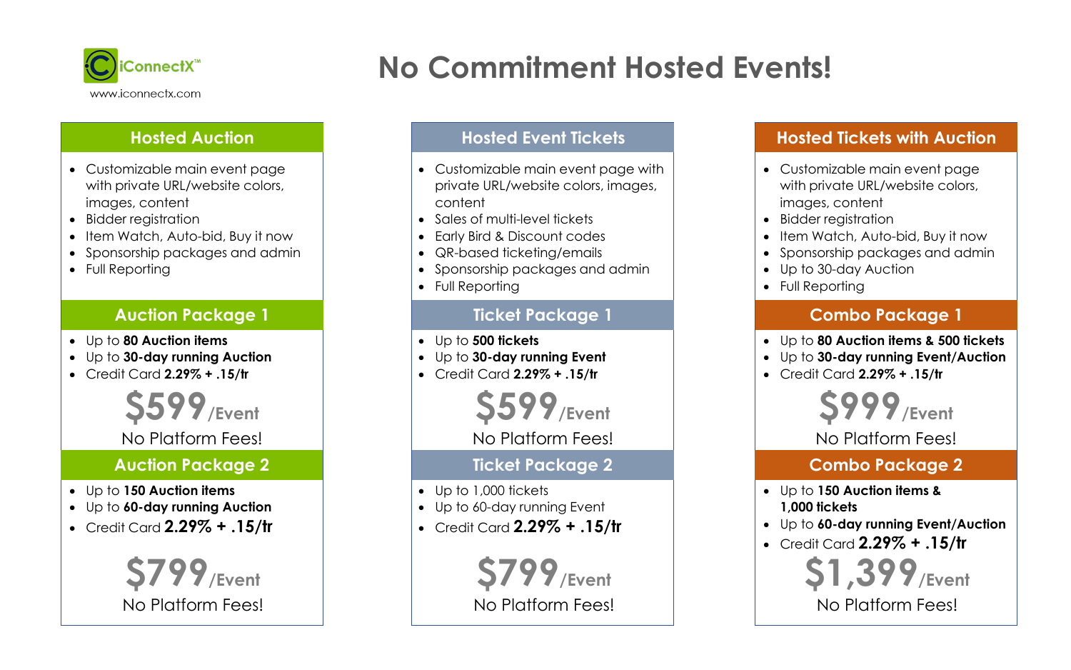iConnectX™

www.iconnectx.com

# No Commitment Hosted Events!

## Hosted Auction

- Customizable main event page with private URL/website colors, images, content
- Bidder registration
- Item Watch, Auto-bid, Buy it now
- Sponsorship packages and admin
- Full Reporting

### Auction Package 1

- Up to **80 Auction items**
- Up to **30-day running Auction**
- Credit Card **2.29% + .15/tr**

**$599**/Event

No Platform Fees!

### Auction Package 2

- Up to **150 Auction items**
- Up to **60-day running Auction**
- Credit Card **2.29% + .15/tr**

**$799**/Event

No Platform Fees!

## Hosted Event Tickets

- Customizable main event page with private URL/website colors, images, content
- Sales of multi-level tickets
- Early Bird & Discount codes
- QR-based ticketing/emails
- Sponsorship packages and admin
- Full Reporting

### Ticket Package 1

- Up to **500 tickets**
- Up to **30-day running Event**
- Credit Card **2.29% + .15/tr**

**$599**/Event

No Platform Fees!

### Ticket Package 2

- Up to 1,000 tickets
- Up to 60-day running Event
- Credit Card **2.29% + .15/tr**

**$799**/Event

No Platform Fees!

## Hosted Tickets with Auction

- Customizable main event page with private URL/website colors, images, content
- Bidder registration
- Item Watch, Auto-bid, Buy it now
- Sponsorship packages and admin
- Up to 30-day Auction
- Full Reporting

### Combo Package 1

- Up to **80 Auction items & 500 tickets**
- Up to **30-day running Event/Auction**
- Credit Card **2.29% + .15/tr**

**$999**/Event

No Platform Fees!

### Combo Package 2

- Up to **150 Auction items & 1,000 tickets**
- Up to **60-day running Event/Auction**
- Credit Card **2.29% + .15/tr**

**$1,399**/Event

No Platform Fees!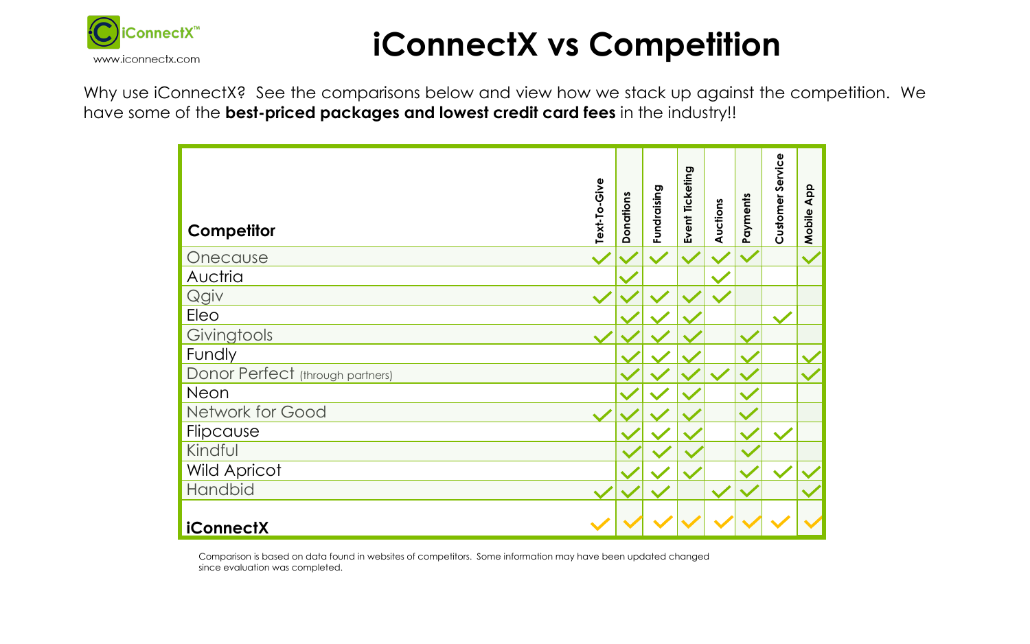iConnectX™

www.iconnectx.com

# iConnectX vs Competition

Why use iConnectX? See the comparisons below and view how we stack up against the competition. We have some of the **best-priced packages and lowest credit card fees** in the industry!!

| Competitor | Text-To-Give | Donations | Fundraising | Event Ticketing | Auctions | Payments | Customer Service | Mobile App |
|---|---|---|---|---|---|---|---|---|
| Onecause | ✓ | ✓ | ✓ | ✓ | ✓ | ✓ | | ✓ |
| Auctria | | ✓ | | | ✓ | | | |
| Qgiv | ✓ | ✓ | ✓ | ✓ | ✓ | | | |
| Eleo | | ✓ | ✓ | ✓ | | | ✓ | |
| Givingtools | ✓ | ✓ | ✓ | ✓ | | ✓ | | |
| Fundly | | ✓ | ✓ | ✓ | | ✓ | | ✓ |
| Donor Perfect (through partners) | | ✓ | ✓ | ✓ | ✓ | ✓ | | ✓ |
| Neon | | ✓ | ✓ | ✓ | | ✓ | | |
| Network for Good | ✓ | ✓ | ✓ | ✓ | | ✓ | | |
| Flipcause | | ✓ | ✓ | ✓ | | ✓ | ✓ | |
| Kindful | | ✓ | ✓ | ✓ | | ✓ | | |
| Wild Apricot | | ✓ | ✓ | ✓ | | ✓ | ✓ | ✓ |
| Handbid | ✓ | ✓ | ✓ | | ✓ | ✓ | | ✓ |
| **iConnectX** | ✓ | ✓ | ✓ | ✓ | ✓ | ✓ | ✓ | ✓ |

Comparison is based on data found in websites of competitors. Some information may have been updated changed since evaluation was completed.